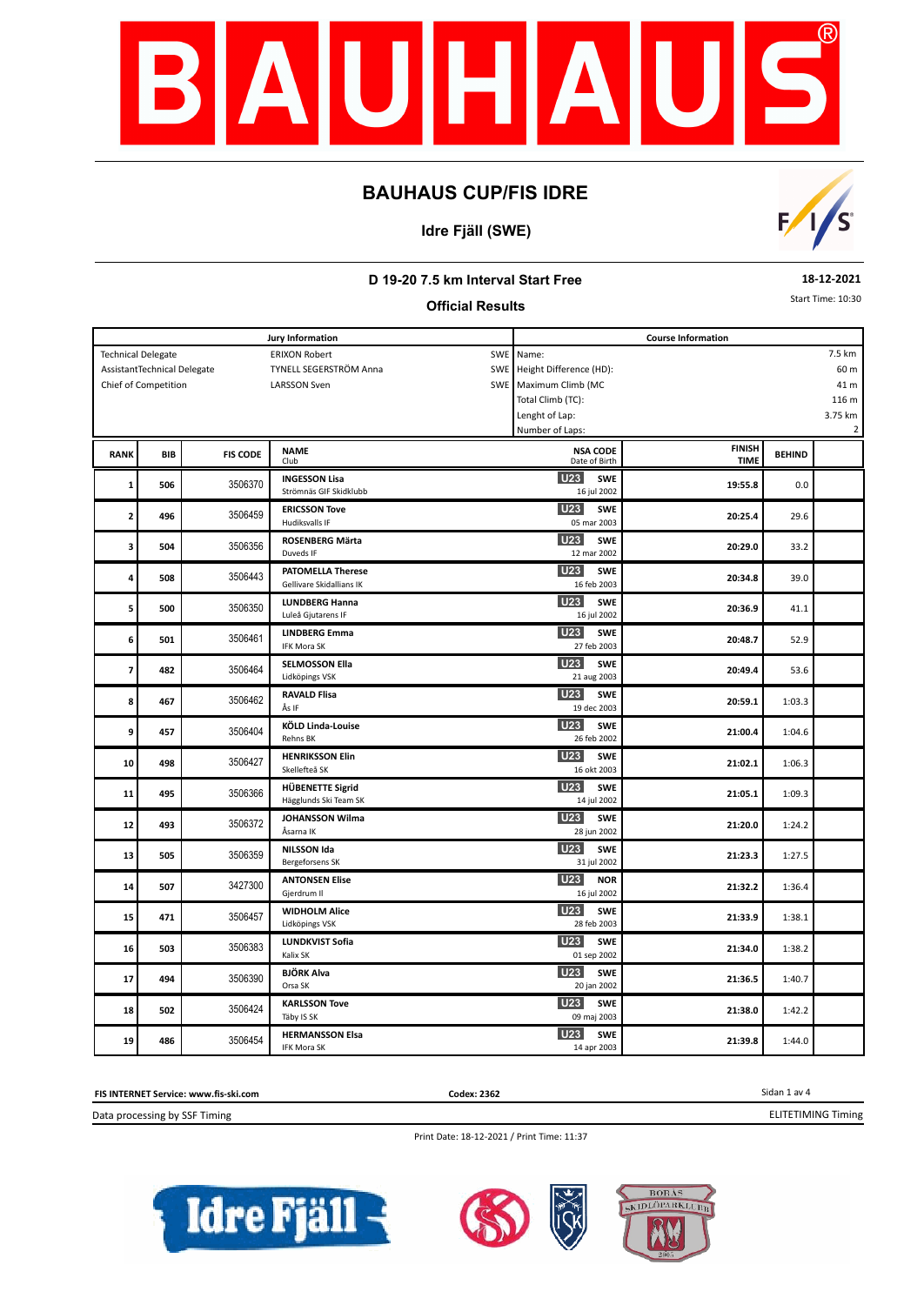# BAUHAUS CUP/FIS IDRE

## Idre Fjäll (SWE)

### D 19-20 7.5 km Interval Start Free

**18-12-2021**

Start Time: 10:30

### Official Results

| Jury Information | | | Course Information | |
|---|---|---|---|---|
| Technical Delegate | ERIXON Robert | SWE | Name: | 7.5 km |
| AssistantTechnical Delegate | TYNELL SEGERSTRÖM Anna | SWE | Height Difference (HD): | 60 m |
| Chief of Competition | LARSSON Sven | SWE | Maximum Climb (MC | 41 m |
| | | | Total Climb (TC): | 116 m |
| | | | Lenght of Lap: | 3.75 km |
| | | | Number of Laps: | 2 |

| RANK | BIB | FIS CODE | NAME / Club | | NSA CODE / Date of Birth | FINISH TIME | BEHIND |
|---|---|---|---|---|---|---|---|
| 1 | 506 | 3506370 | **INGESSON Lisa** Strömnäs GIF Skidklubb | U23 | SWE 16 jul 2002 | 19:55.8 | 0.0 |
| 2 | 496 | 3506459 | **ERICSSON Tove** Hudiksvalls IF | U23 | SWE 05 mar 2003 | 20:25.4 | 29.6 |
| 3 | 504 | 3506356 | **ROSENBERG Märta** Duveds IF | U23 | SWE 12 mar 2002 | 20:29.0 | 33.2 |
| 4 | 508 | 3506443 | **PATOMELLA Therese** Gellivare Skidallians IK | U23 | SWE 16 feb 2003 | 20:34.8 | 39.0 |
| 5 | 500 | 3506350 | **LUNDBERG Hanna** Luleå Gjutarens IF | U23 | SWE 16 jul 2002 | 20:36.9 | 41.1 |
| 6 | 501 | 3506461 | **LINDBERG Emma** IFK Mora SK | U23 | SWE 27 feb 2003 | 20:48.7 | 52.9 |
| 7 | 482 | 3506464 | **SELMOSSON Ella** Lidköpings VSK | U23 | SWE 21 aug 2003 | 20:49.4 | 53.6 |
| 8 | 467 | 3506462 | **RAVALD Flisa** Ås IF | U23 | SWE 19 dec 2003 | 20:59.1 | 1:03.3 |
| 9 | 457 | 3506404 | **KÖLD Linda-Louise** Rehns BK | U23 | SWE 26 feb 2002 | 21:00.4 | 1:04.6 |
| 10 | 498 | 3506427 | **HENRIKSSON Elin** Skellefteå SK | U23 | SWE 16 okt 2003 | 21:02.1 | 1:06.3 |
| 11 | 495 | 3506366 | **HÜBENETTE Sigrid** Hägglunds Ski Team SK | U23 | SWE 14 jul 2002 | 21:05.1 | 1:09.3 |
| 12 | 493 | 3506372 | **JOHANSSON Wilma** Åsarna IK | U23 | SWE 28 jun 2002 | 21:20.0 | 1:24.2 |
| 13 | 505 | 3506359 | **NILSSON Ida** Bergeforsens SK | U23 | SWE 31 jul 2002 | 21:23.3 | 1:27.5 |
| 14 | 507 | 3427300 | **ANTONSEN Elise** Gjerdrum Il | U23 | NOR 16 jul 2002 | 21:32.2 | 1:36.4 |
| 15 | 471 | 3506457 | **WIDHOLM Alice** Lidköpings VSK | U23 | SWE 28 feb 2003 | 21:33.9 | 1:38.1 |
| 16 | 503 | 3506383 | **LUNDKVIST Sofia** Kalix SK | U23 | SWE 01 sep 2002 | 21:34.0 | 1:38.2 |
| 17 | 494 | 3506390 | **BJÖRK Alva** Orsa SK | U23 | SWE 20 jan 2002 | 21:36.5 | 1:40.7 |
| 18 | 502 | 3506424 | **KARLSSON Tove** Täby IS SK | U23 | SWE 09 maj 2003 | 21:38.0 | 1:42.2 |
| 19 | 486 | 3506454 | **HERMANSSON Elsa** IFK Mora SK | U23 | SWE 14 apr 2003 | 21:39.8 | 1:44.0 |

FIS INTERNET Service: www.fis-ski.com    Codex: 2362

Data processing by SSF Timing    ELITETIMING Timing

Print Date: 18-12-2021 / Print Time: 11:37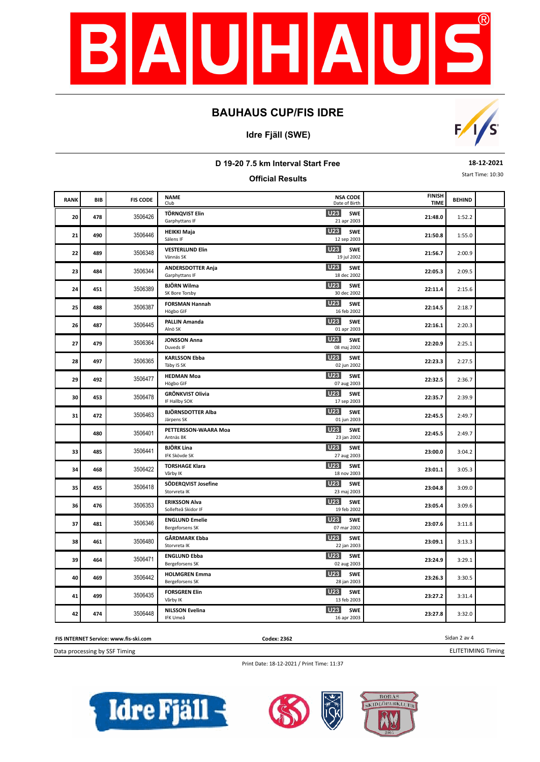# BAUHAUS CUP/FIS IDRE

## Idre Fjäll (SWE)

### D 19-20 7.5 km Interval Start Free

**18-12-2021**

### Official Results

Start Time: 10:30

| RANK | BIB | FIS CODE | NAME / Club | | NSA CODE / Date of Birth | FINISH TIME | BEHIND |
|---|---|---|---|---|---|---|---|
| 20 | 478 | 3506426 | TÖRNQVIST Elin / Garphyttans IF | U23 | SWE / 21 apr 2003 | 21:48.0 | 1:52.2 |
| 21 | 490 | 3506446 | HEIKKI Maja / Sälens IF | U23 | SWE / 12 sep 2003 | 21:50.8 | 1:55.0 |
| 22 | 489 | 3506348 | VESTERLUND Elin / Vännäs SK | U23 | SWE / 19 jul 2002 | 21:56.7 | 2:00.9 |
| 23 | 484 | 3506344 | ANDERSDOTTER Anja / Garphyttans IF | U23 | SWE / 18 dec 2002 | 22:05.3 | 2:09.5 |
| 24 | 451 | 3506389 | BJÖRN Wilma / SK Bore Torsby | U23 | SWE / 30 dec 2002 | 22:11.4 | 2:15.6 |
| 25 | 488 | 3506387 | FORSMAN Hannah / Högbo GIF | U23 | SWE / 16 feb 2002 | 22:14.5 | 2:18.7 |
| 26 | 487 | 3506445 | PALLIN Amanda / Alnö SK | U23 | SWE / 01 apr 2003 | 22:16.1 | 2:20.3 |
| 27 | 479 | 3506364 | JONSSON Anna / Duveds IF | U23 | SWE / 08 maj 2002 | 22:20.9 | 2:25.1 |
| 28 | 497 | 3506365 | KARLSSON Ebba / Täby IS SK | U23 | SWE / 02 jun 2002 | 22:23.3 | 2:27.5 |
| 29 | 492 | 3506477 | HEDMAN Moa / Högbo GIF | U23 | SWE / 07 aug 2003 | 22:32.5 | 2:36.7 |
| 30 | 453 | 3506478 | GRÖNKVIST Olivia / IF Hallby SOK | U23 | SWE / 17 sep 2003 | 22:35.7 | 2:39.9 |
| 31 | 472 | 3506463 | BJÖRNSDOTTER Alba / Järpens SK | U23 | SWE / 01 jun 2003 | 22:45.5 | 2:49.7 |
| | 480 | 3506401 | PETTERSSON-WAARA Moa / Antnäs BK | U23 | SWE / 23 jan 2002 | 22:45.5 | 2:49.7 |
| 33 | 485 | 3506441 | BJÖRK Lina / IFK Skövde SK | U23 | SWE / 27 aug 2003 | 23:00.0 | 3:04.2 |
| 34 | 468 | 3506422 | TORSHAGE Klara / Vårby IK | U23 | SWE / 18 nov 2003 | 23:01.1 | 3:05.3 |
| 35 | 455 | 3506418 | SÖDERQVIST Josefine / Storvreta IK | U23 | SWE / 23 maj 2003 | 23:04.8 | 3:09.0 |
| 36 | 476 | 3506353 | ERIKSSON Alva / Sollefteå Skidor IF | U23 | SWE / 19 feb 2002 | 23:05.4 | 3:09.6 |
| 37 | 481 | 3506346 | ENGLUND Emelie / Bergeforsens SK | U23 | SWE / 07 mar 2002 | 23:07.6 | 3:11.8 |
| 38 | 461 | 3506480 | GÅRDMARK Ebba / Storvreta IK | U23 | SWE / 22 jan 2003 | 23:09.1 | 3:13.3 |
| 39 | 464 | 3506471 | ENGLUND Ebba / Bergeforsens SK | U23 | SWE / 02 aug 2003 | 23:24.9 | 3:29.1 |
| 40 | 469 | 3506442 | HOLMGREN Emma / Bergeforsens SK | U23 | SWE / 28 jan 2003 | 23:26.3 | 3:30.5 |
| 41 | 499 | 3506435 | FORSGREN Elin / Vårby IK | U23 | SWE / 13 feb 2003 | 23:27.2 | 3:31.4 |
| 42 | 474 | 3506448 | NILSSON Evelina / IFK Umeå | U23 | SWE / 16 apr 2003 | 23:27.8 | 3:32.0 |

FIS INTERNET Service: www.fis-ski.com — Codex: 2362

Data processing by SSF Timing — ELITETIMING Timing

Print Date: 18-12-2021 / Print Time: 11:37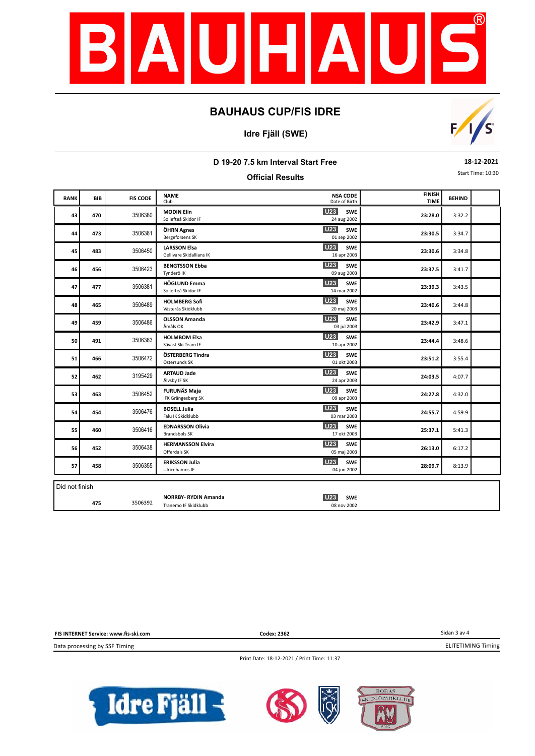# BAUHAUS CUP/FIS IDRE

## Idre Fjäll (SWE)

### D 19-20 7.5 km Interval Start Free

**18-12-2021**

Start Time: 10:30

### Official Results

| RANK | BIB | FIS CODE | NAME / Club | | NSA CODE / Date of Birth | FINISH TIME | BEHIND | |
|---|---|---|---|---|---|---|---|---|
| 43 | 470 | 3506380 | **MODIN Elin** Sollefteå Skidor IF | U23 | SWE 24 aug 2002 | 23:28.0 | 3:32.2 | |
| 44 | 473 | 3506361 | **ÖHRN Agnes** Bergeforsens SK | U23 | SWE 01 sep 2002 | 23:30.5 | 3:34.7 | |
| 45 | 483 | 3506450 | **LARSSON Elsa** Gellivare Skidallians IK | U23 | SWE 16 apr 2003 | 23:30.6 | 3:34.8 | |
| 46 | 456 | 3506423 | **BENGTSSON Ebba** Tynderö IK | U23 | SWE 09 aug 2003 | 23:37.5 | 3:41.7 | |
| 47 | 477 | 3506381 | **HÖGLUND Emma** Sollefteå Skidor IF | U23 | SWE 14 mar 2002 | 23:39.3 | 3:43.5 | |
| 48 | 465 | 3506489 | **HOLMBERG Sofi** Västerås Skidklubb | U23 | SWE 20 maj 2003 | 23:40.6 | 3:44.8 | |
| 49 | 459 | 3506486 | **OLSSON Amanda** Åmåls OK | U23 | SWE 03 jul 2003 | 23:42.9 | 3:47.1 | |
| 50 | 491 | 3506363 | **HOLMBOM Elsa** Sävast Ski Team IF | U23 | SWE 10 apr 2002 | 23:44.4 | 3:48.6 | |
| 51 | 466 | 3506472 | **ÖSTERBERG Tindra** Östersunds SK | U23 | SWE 01 okt 2003 | 23:51.2 | 3:55.4 | |
| 52 | 462 | 3195429 | **ARTAUD Jade** Älvsby IF SK | U23 | SWE 24 apr 2003 | 24:03.5 | 4:07.7 | |
| 53 | 463 | 3506452 | **FURUNÄS Maja** IFK Grängesberg SK | U23 | SWE 09 apr 2003 | 24:27.8 | 4:32.0 | |
| 54 | 454 | 3506476 | **BOSELL Julia** Falu IK Skidklubb | U23 | SWE 03 mar 2003 | 24:55.7 | 4:59.9 | |
| 55 | 460 | 3506416 | **EDNARSSON Olivia** Brandsbols SK | U23 | SWE 17 okt 2003 | 25:37.1 | 5:41.3 | |
| 56 | 452 | 3506438 | **HERMANSSON Elvira** Offerdals SK | U23 | SWE 05 maj 2003 | 26:13.0 | 6:17.2 | |
| 57 | 458 | 3506355 | **ERIKSSON Julia** Ulricehamns IF | U23 | SWE 04 jun 2002 | 28:09.7 | 8:13.9 | |

**Did not finish**

| | BIB | FIS CODE | NAME / Club | | NSA CODE / Date of Birth |
|---|---|---|---|---|---|
| | 475 | 3506392 | **NORRBY- RYDIN Amanda** Tranemo IF Skidklubb | U23 | SWE 08 nov 2002 |

FIS INTERNET Service: www.fis-ski.com | Codex: 2362

Data processing by SSF Timing | ELITETIMING Timing

Print Date: 18-12-2021 / Print Time: 11:37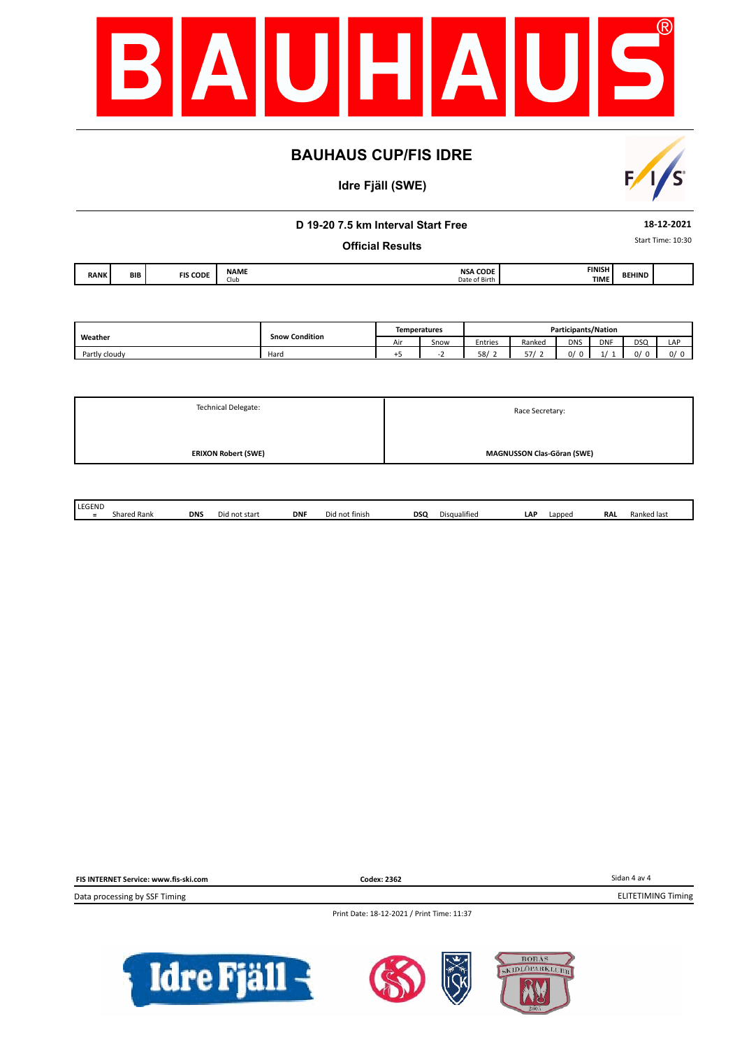# BAUHAUS CUP/FIS IDRE

## Idre Fjäll (SWE)

### D 19-20 7.5 km Interval Start Free

**18-12-2021**

**Official Results**

Start Time: 10:30

| RANK | BIB | FIS CODE | NAME<br>Club | NSA CODE<br>Date of Birth | FINISH TIME | BEHIND | |
|---|---|---|---|---|---|---|---|

| Weather | Snow Condition | Temperatures | | Participants/Nation | | | | | |
|---|---|---|---|---|---|---|---|---|---|
| | | Air | Snow | Entries | Ranked | DNS | DNF | DSQ | LAP |
| Partly cloudy | Hard | +5 | -2 | 58/ 2 | 57/ 2 | 0/ 0 | 1/ 1 | 0/ 0 | 0/ 0 |

| Technical Delegate: | Race Secretary: |
|---|---|
| **ERIXON Robert (SWE)** | **MAGNUSSON Clas-Göran (SWE)** |

LEGEND

| | | | | | | | | | | | |
|---|---|---|---|---|---|---|---|---|---|---|---|
| = | Shared Rank | **DNS** | Did not start | **DNF** | Did not finish | **DSQ** | Disqualified | **LAP** | Lapped | **RAL** | Ranked last |

**FIS INTERNET Service: www.fis-ski.com** **Codex: 2362**

Data processing by SSF Timing ELITETIMING Timing

Print Date: 18-12-2021 / Print Time: 11:37